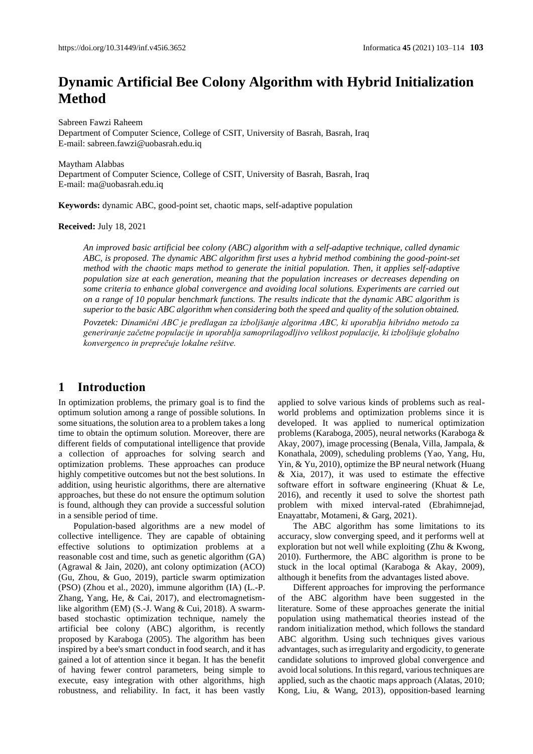# Dynamic Artificial Bee Colony Algorithm with Hybrid Initialization Method

Sabreen Fawzi Raheem
Department of Computer Science, College of CSIT, University of Basrah, Basrah, Iraq
E-mail: sabreen.fawzi@uobasrah.edu.iq

Maytham Alabbas
Department of Computer Science, College of CSIT, University of Basrah, Basrah, Iraq
E-mail: ma@uobasrah.edu.iq

**Keywords:** dynamic ABC, good-point set, chaotic maps, self-adaptive population

**Received:** July 18, 2021

*An improved basic artificial bee colony (ABC) algorithm with a self-adaptive technique, called dynamic ABC, is proposed. The dynamic ABC algorithm first uses a hybrid method combining the good-point-set method with the chaotic maps method to generate the initial population. Then, it applies self-adaptive population size at each generation, meaning that the population increases or decreases depending on some criteria to enhance global convergence and avoiding local solutions. Experiments are carried out on a range of 10 popular benchmark functions. The results indicate that the dynamic ABC algorithm is superior to the basic ABC algorithm when considering both the speed and quality of the solution obtained.*

*Povzetek: Dinamični ABC je predlagan za izboljšanje algoritma ABC, ki uporablja hibridno metodo za generiranje začetne populacije in uporablja samoprilagodljivo velikost populacije, ki izboljšuje globalno konvergenco in preprečuje lokalne rešitve.*

## 1 Introduction

In optimization problems, the primary goal is to find the optimum solution among a range of possible solutions. In some situations, the solution area to a problem takes a long time to obtain the optimum solution. Moreover, there are different fields of computational intelligence that provide a collection of approaches for solving search and optimization problems. These approaches can produce highly competitive outcomes but not the best solutions. In addition, using heuristic algorithms, there are alternative approaches, but these do not ensure the optimum solution is found, although they can provide a successful solution in a sensible period of time.

Population-based algorithms are a new model of collective intelligence. They are capable of obtaining effective solutions to optimization problems at a reasonable cost and time, such as genetic algorithm (GA) (Agrawal & Jain, 2020), ant colony optimization (ACO) (Gu, Zhou, & Guo, 2019), particle swarm optimization (PSO) (Zhou et al., 2020), immune algorithm (IA) (L.-P. Zhang, Yang, He, & Cai, 2017), and electromagnetism-like algorithm (EM) (S.-J. Wang & Cui, 2018). A swarm-based stochastic optimization technique, namely the artificial bee colony (ABC) algorithm, is recently proposed by Karaboga (2005). The algorithm has been inspired by a bee's smart conduct in food search, and it has gained a lot of attention since it began. It has the benefit of having fewer control parameters, being simple to execute, easy integration with other algorithms, high robustness, and reliability. In fact, it has been vastly applied to solve various kinds of problems such as real-world problems and optimization problems since it is developed. It was applied to numerical optimization problems (Karaboga, 2005), neural networks (Karaboga & Akay, 2007), image processing (Benala, Villa, Jampala, & Konathala, 2009), scheduling problems (Yao, Yang, Hu, Yin, & Yu, 2010), optimize the BP neural network (Huang & Xia, 2017), it was used to estimate the effective software effort in software engineering (Khuat & Le, 2016), and recently it used to solve the shortest path problem with mixed interval-rated (Ebrahimnejad, Enayattabr, Motameni, & Garg, 2021).

The ABC algorithm has some limitations to its accuracy, slow converging speed, and it performs well at exploration but not well while exploiting (Zhu & Kwong, 2010). Furthermore, the ABC algorithm is prone to be stuck in the local optimal (Karaboga & Akay, 2009), although it benefits from the advantages listed above.

Different approaches for improving the performance of the ABC algorithm have been suggested in the literature. Some of these approaches generate the initial population using mathematical theories instead of the random initialization method, which follows the standard ABC algorithm. Using such techniques gives various advantages, such as irregularity and ergodicity, to generate candidate solutions to improved global convergence and avoid local solutions. In this regard, various techniques are applied, such as the chaotic maps approach (Alatas, 2010; Kong, Liu, & Wang, 2013), opposition-based learning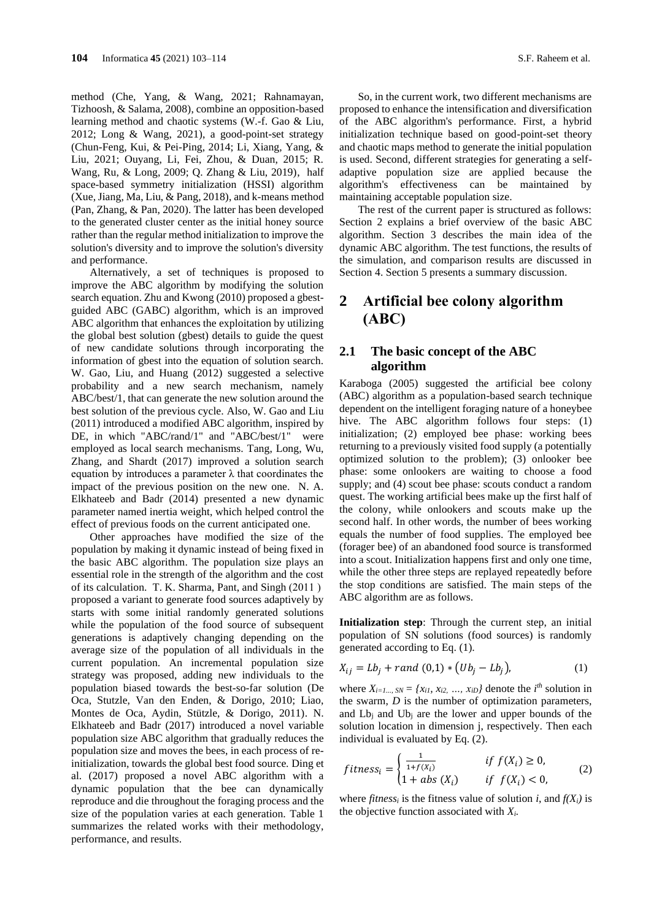method (Che, Yang, & Wang, 2021; Rahnamayan, Tizhoosh, & Salama, 2008), combine an opposition-based learning method and chaotic systems (W.-f. Gao & Liu, 2012; Long & Wang, 2021), a good-point-set strategy (Chun-Feng, Kui, & Pei-Ping, 2014; Li, Xiang, Yang, & Liu, 2021; Ouyang, Li, Fei, Zhou, & Duan, 2015; R. Wang, Ru, & Long, 2009; Q. Zhang & Liu, 2019), half space-based symmetry initialization (HSSI) algorithm (Xue, Jiang, Ma, Liu, & Pang, 2018), and k-means method (Pan, Zhang, & Pan, 2020). The latter has been developed to the generated cluster center as the initial honey source rather than the regular method initialization to improve the solution's diversity and to improve the solution's diversity and performance.

Alternatively, a set of techniques is proposed to improve the ABC algorithm by modifying the solution search equation. Zhu and Kwong (2010) proposed a gbest-guided ABC (GABC) algorithm, which is an improved ABC algorithm that enhances the exploitation by utilizing the global best solution (gbest) details to guide the quest of new candidate solutions through incorporating the information of gbest into the equation of solution search. W. Gao, Liu, and Huang (2012) suggested a selective probability and a new search mechanism, namely ABC/best/1, that can generate the new solution around the best solution of the previous cycle. Also, W. Gao and Liu (2011) introduced a modified ABC algorithm, inspired by DE, in which "ABC/rand/1" and "ABC/best/1" were employed as local search mechanisms. Tang, Long, Wu, Zhang, and Shardt (2017) improved a solution search equation by introduces a parameter λ that coordinates the impact of the previous position on the new one. N. A. Elkhateeb and Badr (2014) presented a new dynamic parameter named inertia weight, which helped control the effect of previous foods on the current anticipated one.

Other approaches have modified the size of the population by making it dynamic instead of being fixed in the basic ABC algorithm. The population size plays an essential role in the strength of the algorithm and the cost of its calculation. T. K. Sharma, Pant, and Singh (2011) proposed a variant to generate food sources adaptively by starts with some initial randomly generated solutions while the population of the food source of subsequent generations is adaptively changing depending on the average size of the population of all individuals in the current population. An incremental population size strategy was proposed, adding new individuals to the population biased towards the best-so-far solution (De Oca, Stutzle, Van den Enden, & Dorigo, 2010; Liao, Montes de Oca, Aydin, Stützle, & Dorigo, 2011). N. Elkhateeb and Badr (2017) introduced a novel variable population size ABC algorithm that gradually reduces the population size and moves the bees, in each process of re-initialization, towards the global best food source. Ding et al. (2017) proposed a novel ABC algorithm with a dynamic population that the bee can dynamically reproduce and die throughout the foraging process and the size of the population varies at each generation. Table 1 summarizes the related works with their methodology, performance, and results.

So, in the current work, two different mechanisms are proposed to enhance the intensification and diversification of the ABC algorithm's performance. First, a hybrid initialization technique based on good-point-set theory and chaotic maps method to generate the initial population is used. Second, different strategies for generating a self-adaptive population size are applied because the algorithm's effectiveness can be maintained by maintaining acceptable population size.

The rest of the current paper is structured as follows: Section 2 explains a brief overview of the basic ABC algorithm. Section 3 describes the main idea of the dynamic ABC algorithm. The test functions, the results of the simulation, and comparison results are discussed in Section 4. Section 5 presents a summary discussion.

# 2 Artificial bee colony algorithm (ABC)

## 2.1 The basic concept of the ABC algorithm

Karaboga (2005) suggested the artificial bee colony (ABC) algorithm as a population-based search technique dependent on the intelligent foraging nature of a honeybee hive. The ABC algorithm follows four steps: (1) initialization; (2) employed bee phase: working bees returning to a previously visited food supply (a potentially optimized solution to the problem); (3) onlooker bee phase: some onlookers are waiting to choose a food supply; and (4) scout bee phase: scouts conduct a random quest. The working artificial bees make up the first half of the colony, while onlookers and scouts make up the second half. In other words, the number of bees working equals the number of food supplies. The employed bee (forager bee) of an abandoned food source is transformed into a scout. Initialization happens first and only one time, while the other three steps are replayed repeatedly before the stop conditions are satisfied. The main steps of the ABC algorithm are as follows.

**Initialization step**: Through the current step, an initial population of SN solutions (food sources) is randomly generated according to Eq. (1).

$$X_{ij} = Lb_j + rand\,(0,1) * \left(Ub_j - Lb_j\right), \tag{1}$$

where $X_{i=1...,SN} = \{x_{i1}, x_{i2}, \ldots, x_{iD}\}$ denote the $i^{th}$ solution in the swarm, $D$ is the number of optimization parameters, and $Lb_j$ and $Ub_j$ are the lower and upper bounds of the solution location in dimension j, respectively. Then each individual is evaluated by Eq. (2).

$$fitness_i = \begin{cases} \frac{1}{1+f(X_i)} & if\ f(X_i) \geq 0, \\ 1 + abs\,(X_i) & if\ \ f(X_i) < 0, \end{cases} \tag{2}$$

where $fitness_i$ is the fitness value of solution $i$, and $f(X_i)$ is the objective function associated with $X_i$.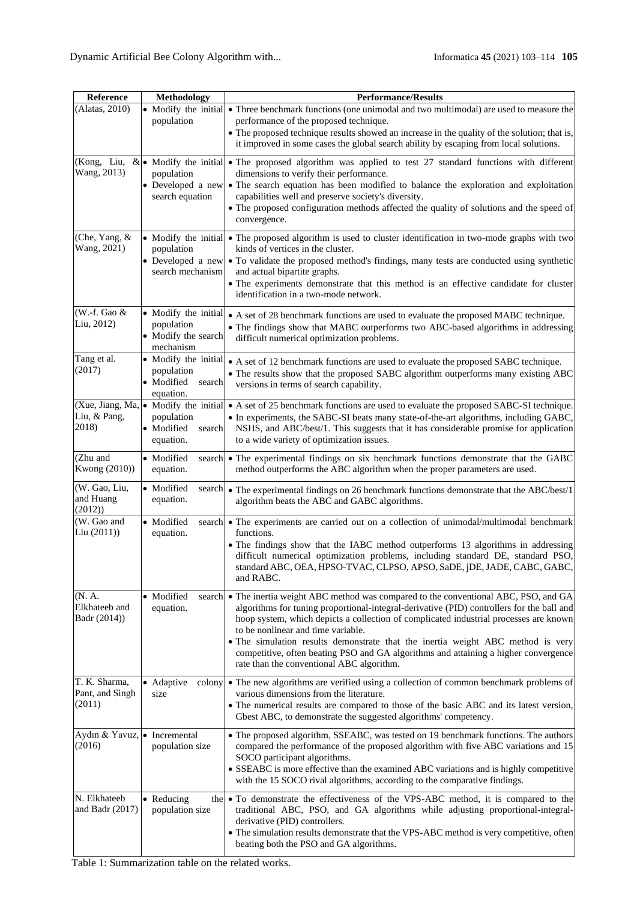| Reference | Methodology | Performance/Results |
|---|---|---|
| (Alatas, 2010) | • Modify the initial population | • Three benchmark functions (one unimodal and two multimodal) are used to measure the performance of the proposed technique.<br>• The proposed technique results showed an increase in the quality of the solution; that is, it improved in some cases the global search ability by escaping from local solutions. |
| (Kong, Liu, & Wang, 2013) | • Modify the initial population<br>• Developed a new search equation | • The proposed algorithm was applied to test 27 standard functions with different dimensions to verify their performance.<br>• The search equation has been modified to balance the exploration and exploitation capabilities well and preserve society's diversity.<br>• The proposed configuration methods affected the quality of solutions and the speed of convergence. |
| (Che, Yang, & Wang, 2021) | • Modify the initial population<br>• Developed a new search mechanism | • The proposed algorithm is used to cluster identification in two-mode graphs with two kinds of vertices in the cluster.<br>• To validate the proposed method's findings, many tests are conducted using synthetic and actual bipartite graphs.<br>• The experiments demonstrate that this method is an effective candidate for cluster identification in a two-mode network. |
| (W.-f. Gao & Liu, 2012) | • Modify the initial population<br>• Modify the search mechanism | • A set of 28 benchmark functions are used to evaluate the proposed MABC technique.<br>• The findings show that MABC outperforms two ABC-based algorithms in addressing difficult numerical optimization problems. |
| Tang et al. (2017) | • Modify the initial population<br>• Modified search equation. | • A set of 12 benchmark functions are used to evaluate the proposed SABC technique.<br>• The results show that the proposed SABC algorithm outperforms many existing ABC versions in terms of search capability. |
| (Xue, Jiang, Ma, Liu, & Pang, 2018) | • Modify the initial population<br>• Modified search equation. | • A set of 25 benchmark functions are used to evaluate the proposed SABC-SI technique.<br>• In experiments, the SABC-SI beats many state-of-the-art algorithms, including GABC, NSHS, and ABC/best/1. This suggests that it has considerable promise for application to a wide variety of optimization issues. |
| (Zhu and Kwong (2010)) | • Modified search equation. | • The experimental findings on six benchmark functions demonstrate that the GABC method outperforms the ABC algorithm when the proper parameters are used. |
| (W. Gao, Liu, and Huang (2012)) | • Modified search equation. | • The experimental findings on 26 benchmark functions demonstrate that the ABC/best/1 algorithm beats the ABC and GABC algorithms. |
| (W. Gao and Liu (2011)) | • Modified search equation. | • The experiments are carried out on a collection of unimodal/multimodal benchmark functions.<br>• The findings show that the IABC method outperforms 13 algorithms in addressing difficult numerical optimization problems, including standard DE, standard PSO, standard ABC, OEA, HPSO-TVAC, CLPSO, APSO, SaDE, jDE, JADE, CABC, GABC, and RABC. |
| (N. A. Elkhateeb and Badr (2014)) | • Modified search equation. | • The inertia weight ABC method was compared to the conventional ABC, PSO, and GA algorithms for tuning proportional-integral-derivative (PID) controllers for the ball and hoop system, which depicts a collection of complicated industrial processes are known to be nonlinear and time variable.<br>• The simulation results demonstrate that the inertia weight ABC method is very competitive, often beating PSO and GA algorithms and attaining a higher convergence rate than the conventional ABC algorithm. |
| T. K. Sharma, Pant, and Singh (2011) | • Adaptive colony size | • The new algorithms are verified using a collection of common benchmark problems of various dimensions from the literature.<br>• The numerical results are compared to those of the basic ABC and its latest version, Gbest ABC, to demonstrate the suggested algorithms' competency. |
| Aydın & Yavuz, (2016) | • Incremental population size | • The proposed algorithm, SSEABC, was tested on 19 benchmark functions. The authors compared the performance of the proposed algorithm with five ABC variations and 15 SOCO participant algorithms.<br>• SSEABC is more effective than the examined ABC variations and is highly competitive with the 15 SOCO rival algorithms, according to the comparative findings. |
| N. Elkhateeb and Badr (2017) | • Reducing the population size | • To demonstrate the effectiveness of the VPS-ABC method, it is compared to the traditional ABC, PSO, and GA algorithms while adjusting proportional-integral-derivative (PID) controllers.<br>• The simulation results demonstrate that the VPS-ABC method is very competitive, often beating both the PSO and GA algorithms. |

Table 1: Summarization table on the related works.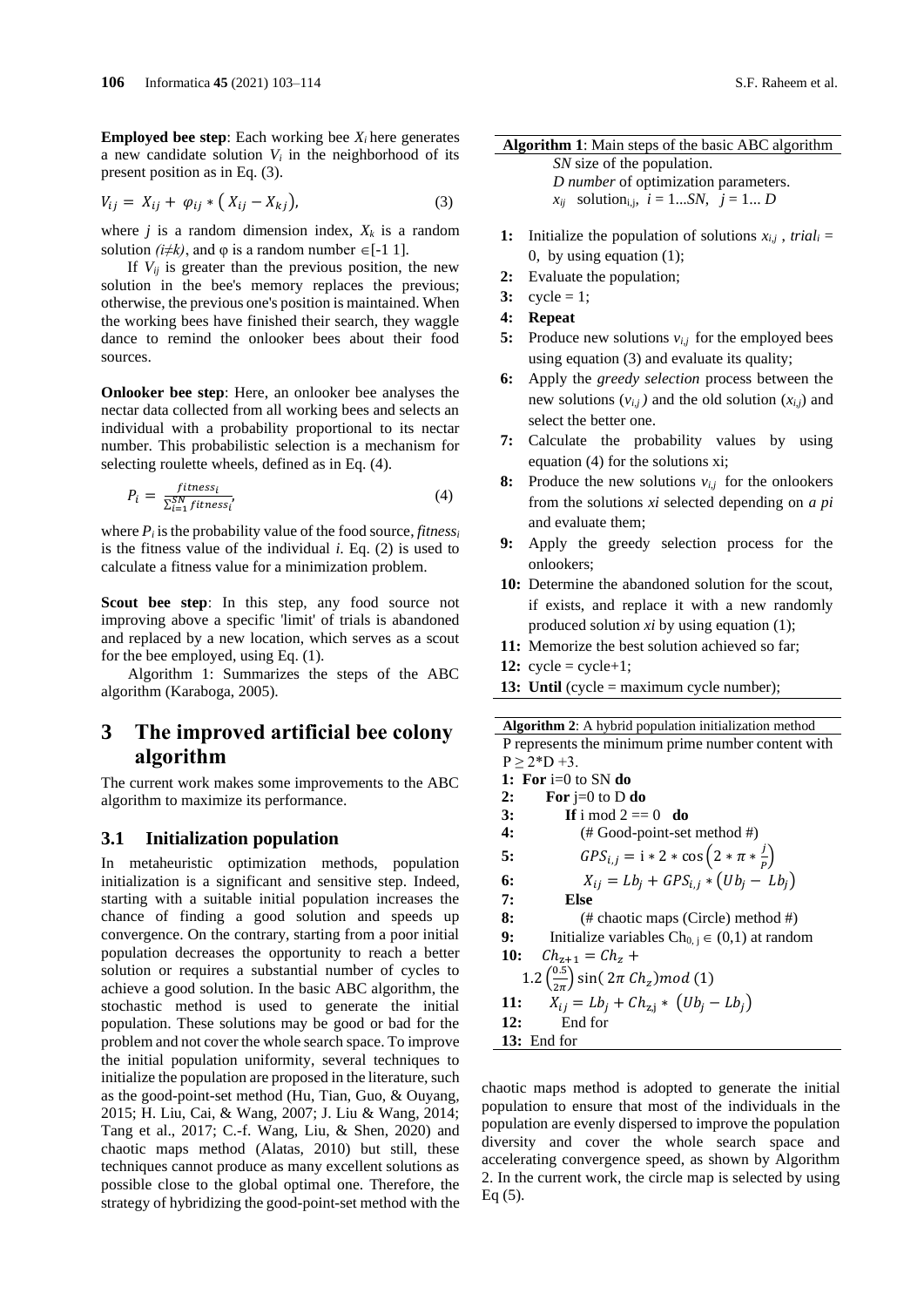**Employed bee step**: Each working bee $X_i$ here generates a new candidate solution $V_i$ in the neighborhood of its present position as in Eq. (3).

$$V_{ij} = X_{ij} + \varphi_{ij} * (X_{ij} - X_{kj}), \tag{3}$$

where $j$ is a random dimension index, $X_k$ is a random solution $(i \neq k)$, and φ is a random number ∈[-1 1].

If $V_{ij}$ is greater than the previous position, the new solution in the bee's memory replaces the previous; otherwise, the previous one's position is maintained. When the working bees have finished their search, they waggle dance to remind the onlooker bees about their food sources.

**Onlooker bee step**: Here, an onlooker bee analyses the nectar data collected from all working bees and selects an individual with a probability proportional to its nectar number. This probabilistic selection is a mechanism for selecting roulette wheels, defined as in Eq. (4).

$$P_i = \frac{fitness_i}{\sum_{i=1}^{SN} fitness_i}, \tag{4}$$

where $P_i$ is the probability value of the food source, $fitness_i$ is the fitness value of the individual $i$. Eq. (2) is used to calculate a fitness value for a minimization problem.

**Scout bee step**: In this step, any food source not improving above a specific 'limit' of trials is abandoned and replaced by a new location, which serves as a scout for the bee employed, using Eq. (1).

Algorithm 1: Summarizes the steps of the ABC algorithm (Karaboga, 2005).

**Algorithm 1**: Main steps of the basic ABC algorithm

*SN* size of the population.
*D number* of optimization parameters.
$x_{ij}$ solution$_{i,j}$, $i$ = 1...*SN*, $j$ = 1... *D*

**1:** Initialize the population of solutions $x_{i,j}$ , $trial_i$ = 0, by using equation (1);
**2:** Evaluate the population;
**3:** cycle = 1;
**4:** **Repeat**
**5:** Produce new solutions $v_{i,j}$ for the employed bees using equation (3) and evaluate its quality;
**6:** Apply the *greedy selection* process between the new solutions ($v_{i,j}$) and the old solution ($x_{i,j}$) and select the better one.
**7:** Calculate the probability values by using equation (4) for the solutions xi;
**8:** Produce the new solutions $v_{i,j}$ for the onlookers from the solutions *xi* selected depending on *a pi* and evaluate them;
**9:** Apply the greedy selection process for the onlookers;
**10:** Determine the abandoned solution for the scout, if exists, and replace it with a new randomly produced solution *xi* by using equation (1);
**11:** Memorize the best solution achieved so far;
**12:** cycle = cycle+1;
**13:** **Until** (cycle = maximum cycle number);

## 3 The improved artificial bee colony algorithm

The current work makes some improvements to the ABC algorithm to maximize its performance.

### 3.1 Initialization population

In metaheuristic optimization methods, population initialization is a significant and sensitive step. Indeed, starting with a suitable initial population increases the chance of finding a good solution and speeds up convergence. On the contrary, starting from a poor initial population decreases the opportunity to reach a better solution or requires a substantial number of cycles to achieve a good solution. In the basic ABC algorithm, the stochastic method is used to generate the initial population. These solutions may be good or bad for the problem and not cover the whole search space. To improve the initial population uniformity, several techniques to initialize the population are proposed in the literature, such as the good-point-set method (Hu, Tian, Guo, & Ouyang, 2015; H. Liu, Cai, & Wang, 2007; J. Liu & Wang, 2014; Tang et al., 2017; C.-f. Wang, Liu, & Shen, 2020) and chaotic maps method (Alatas, 2010) but still, these techniques cannot produce as many excellent solutions as possible close to the global optimal one. Therefore, the strategy of hybridizing the good-point-set method with the chaotic maps method is adopted to generate the initial population to ensure that most of the individuals in the population are evenly dispersed to improve the population diversity and cover the whole search space and accelerating convergence speed, as shown by Algorithm 2. In the current work, the circle map is selected by using Eq (5).

**Algorithm 2**: A hybrid population initialization method

P represents the minimum prime number content with $P \geq 2*D + 3$.

**1:** **For** i=0 to SN **do**
**2:** **For** j=0 to D **do**
**3:** **If** i mod 2 == 0 **do**
**4:** (# Good-point-set method #)
**5:** $GPS_{i,j} = i * 2 * \cos\left(2 * \pi * \frac{j}{P}\right)$
**6:** $X_{ij} = Lb_j + GPS_{i,j} * (Ub_j - Lb_j)$
**7:** **Else**
**8:** (# chaotic maps (Circle) method #)
**9:** Initialize variables $Ch_{0,j} \in (0,1)$ at random
**10:** $Ch_{z+1} = Ch_z + 1.2\left(\frac{0.5}{2\pi}\right)\sin(2\pi\, Ch_z) mod\,(1)$
**11:** $X_{ij} = Lb_j + Ch_{z,j} * (Ub_j - Lb_j)$
**12:** End for
**13:** End for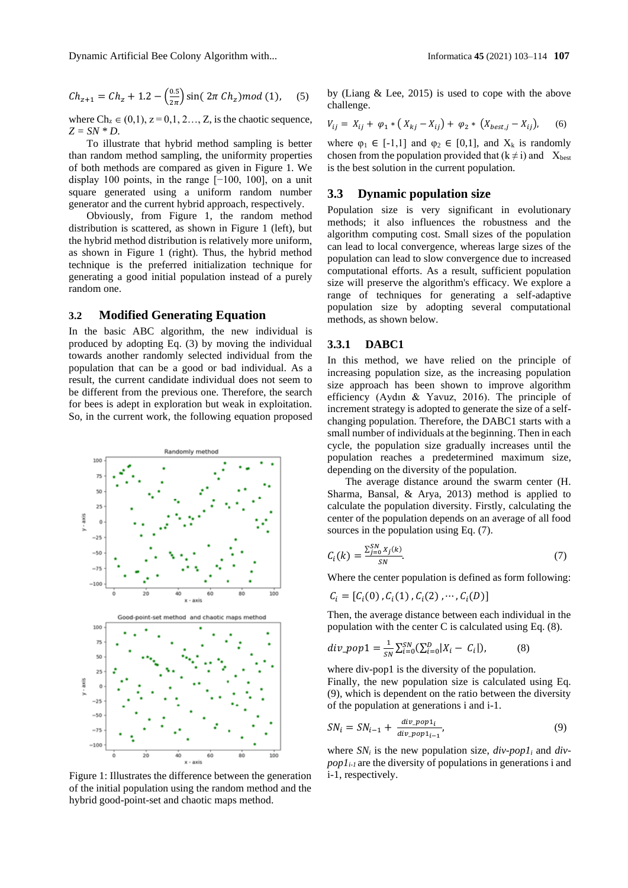$$Ch_{z+1} = Ch_z + 1.2 - \left(\frac{0.5}{2\pi}\right)\sin(2\pi\, Ch_z) mod\,(1), \quad (5)$$

where $Ch_z \in (0,1)$, $z = 0,1,2\ldots, Z$, is the chaotic sequence, $Z = SN * D$.

To illustrate that hybrid method sampling is better than random method sampling, the uniformity properties of both methods are compared as given in Figure 1. We display 100 points, in the range [−100, 100], on a unit square generated using a uniform random number generator and the current hybrid approach, respectively.

Obviously, from Figure 1, the random method distribution is scattered, as shown in Figure 1 (left), but the hybrid method distribution is relatively more uniform, as shown in Figure 1 (right). Thus, the hybrid method technique is the preferred initialization technique for generating a good initial population instead of a purely random one.

## 3.2 Modified Generating Equation

In the basic ABC algorithm, the new individual is produced by adopting Eq. (3) by moving the individual towards another randomly selected individual from the population that can be a good or bad individual. As a result, the current candidate individual does not seem to be different from the previous one. Therefore, the search for bees is adept in exploration but weak in exploitation. So, in the current work, the following equation proposed by (Liang & Lee, 2015) is used to cope with the above challenge.

Figure 1: Illustrates the difference between the generation of the initial population using the random method and the hybrid good-point-set and chaotic maps method.

$$V_{ij} = X_{ij} + \varphi_1 * (X_{kj} - X_{ij}) + \varphi_2 * (X_{best,j} - X_{ij}), \quad (6)$$

where $\varphi_1 \in [-1,1]$ and $\varphi_2 \in [0,1]$, and $X_k$ is randomly chosen from the population provided that $(k \neq i)$ and $X_{best}$ is the best solution in the current population.

## 3.3 Dynamic population size

Population size is very significant in evolutionary methods; it also influences the robustness and the algorithm computing cost. Small sizes of the population can lead to local convergence, whereas large sizes of the population can lead to slow convergence due to increased computational efforts. As a result, sufficient population size will preserve the algorithm's efficacy. We explore a range of techniques for generating a self-adaptive population size by adopting several computational methods, as shown below.

### 3.3.1 DABC1

In this method, we have relied on the principle of increasing population size, as the increasing population size approach has been shown to improve algorithm efficiency (Aydın & Yavuz, 2016). The principle of increment strategy is adopted to generate the size of a self-changing population. Therefore, the DABC1 starts with a small number of individuals at the beginning. Then in each cycle, the population size gradually increases until the population reaches a predetermined maximum size, depending on the diversity of the population.

The average distance around the swarm center (H. Sharma, Bansal, & Arya, 2013) method is applied to calculate the population diversity. Firstly, calculating the center of the population depends on an average of all food sources in the population using Eq. (7).

$$C_i(k) = \frac{\sum_{j=0}^{SN} X_j(k)}{SN}. \quad (7)$$

Where the center population is defined as form following:

$$C_i = [C_i(0), C_i(1), C_i(2), \cdots, C_i(D)]$$

Then, the average distance between each individual in the population with the center C is calculated using Eq. (8).

$$div\_pop1 = \frac{1}{SN}\sum_{i=0}^{SN}\left(\sum_{i=0}^{D}|X_i - C_i|\right), \quad (8)$$

where div-pop1 is the diversity of the population.

Finally, the new population size is calculated using Eq. (9), which is dependent on the ratio between the diversity of the population at generations i and i-1.

$$SN_i = SN_{i-1} + \frac{div\_pop1_i}{div\_pop1_{i-1}}, \quad (9)$$

where $SN_i$ is the new population size, $div\text{-}pop1_i$ and $div\text{-}pop1_{i-1}$ are the diversity of populations in generations i and i-1, respectively.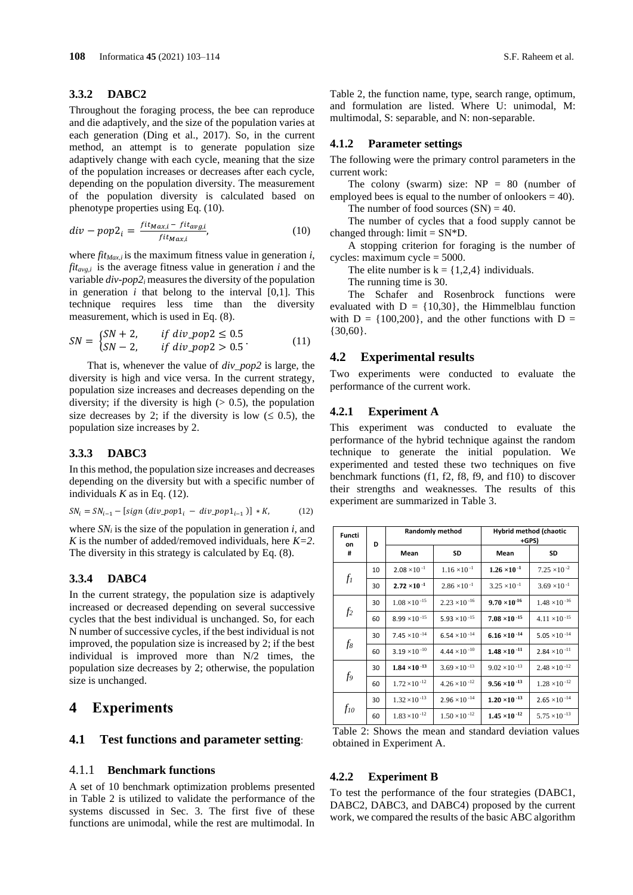### 3.3.2 DABC2

Throughout the foraging process, the bee can reproduce and die adaptively, and the size of the population varies at each generation (Ding et al., 2017). So, in the current method, an attempt is to generate population size adaptively change with each cycle, meaning that the size of the population increases or decreases after each cycle, depending on the population diversity. The measurement of the population diversity is calculated based on phenotype properties using Eq. (10).

$$div-pop2_i = \frac{fit_{Max,i} - fit_{avg,i}}{fit_{Max,i}}, \tag{10}$$

where $fit_{Max,i}$ is the maximum fitness value in generation $i$, $fit_{avg,i}$ is the average fitness value in generation $i$ and the variable $div\text{-}pop2_i$ measures the diversity of the population in generation $i$ that belong to the interval [0,1]. This technique requires less time than the diversity measurement, which is used in Eq. (8).

$$SN = \begin{cases} SN+2, & if\ div\_pop2 \le 0.5 \\ SN-2, & if\ div\_pop2 > 0.5 \end{cases}. \tag{11}$$

That is, whenever the value of $div\_pop2$ is large, the diversity is high and vice versa. In the current strategy, population size increases and decreases depending on the diversity; if the diversity is high (> 0.5), the population size decreases by 2; if the diversity is low (≤ 0.5), the population size increases by 2.

### 3.3.3 DABC3

In this method, the population size increases and decreases depending on the diversity but with a specific number of individuals $K$ as in Eq. (12).

$$SN_i = SN_{i-1} - [sign\,(div\_pop1_i - div\_pop1_{i-1})] * K, \tag{12}$$

where $SN_i$ is the size of the population in generation $i$, and $K$ is the number of added/removed individuals, here $K=2$. The diversity in this strategy is calculated by Eq. (8).

### 3.3.4 DABC4

In the current strategy, the population size is adaptively increased or decreased depending on several successive cycles that the best individual is unchanged. So, for each N number of successive cycles, if the best individual is not improved, the population size is increased by 2; if the best individual is improved more than N/2 times, the population size decreases by 2; otherwise, the population size is unchanged.

# 4 Experiments

## 4.1 Test functions and parameter setting:

### 4.1.1 Benchmark functions

A set of 10 benchmark optimization problems presented in Table 2 is utilized to validate the performance of the systems discussed in Sec. 3. The first five of these functions are unimodal, while the rest are multimodal. In Table 2, the function name, type, search range, optimum, and formulation are listed. Where U: unimodal, M: multimodal, S: separable, and N: non-separable.

### 4.1.2 Parameter settings

The following were the primary control parameters in the current work:

The colony (swarm) size: NP = 80 (number of employed bees is equal to the number of onlookers = 40).

The number of food sources (SN) = 40.

The number of cycles that a food supply cannot be changed through: limit = SN*D.

A stopping criterion for foraging is the number of cycles: maximum cycle = 5000.

The elite number is k = {1,2,4} individuals.

The running time is 30.

The Schafer and Rosenbrock functions were evaluated with D = {10,30}, the Himmelblau function with D = {100,200}, and the other functions with D = {30,60}.

## 4.2 Experimental results

Two experiments were conducted to evaluate the performance of the current work.

### 4.2.1 Experiment A

This experiment was conducted to evaluate the performance of the hybrid technique against the random technique to generate the initial population. We experimented and tested these two techniques on five benchmark functions (f1, f2, f8, f9, and f10) to discover their strengths and weaknesses. The results of this experiment are summarized in Table 3.

| Function # | D | Randomly method | | Hybrid method (chaotic +GPS) | |
|---|---|---|---|---|---|
| | | Mean | SD | Mean | SD |
| $f_1$ | 10 | $2.08 \times 10^{-1}$ | $1.16 \times 10^{-1}$ | $\mathbf{1.26 \times 10^{-1}}$ | $7.25 \times 10^{-2}$ |
| | 30 | $\mathbf{2.72 \times 10^{-1}}$ | $2.86 \times 10^{-1}$ | $3.25 \times 10^{-1}$ | $3.69 \times 10^{-1}$ |
| $f_2$ | 30 | $1.08 \times 10^{-15}$ | $2.23 \times 10^{-16}$ | $\mathbf{9.70 \times 10^{-16}}$ | $1.48 \times 10^{-16}$ |
| | 60 | $8.99 \times 10^{-15}$ | $5.93 \times 10^{-15}$ | $\mathbf{7.08 \times 10^{-15}}$ | $4.11 \times 10^{-15}$ |
| $f_8$ | 30 | $7.45 \times 10^{-14}$ | $6.54 \times 10^{-14}$ | $\mathbf{6.16 \times 10^{-14}}$ | $5.05 \times 10^{-14}$ |
| | 60 | $3.19 \times 10^{-10}$ | $4.44 \times 10^{-10}$ | $\mathbf{1.48 \times 10^{-11}}$ | $2.84 \times 10^{-11}$ |
| $f_9$ | 30 | $\mathbf{1.84 \times 10^{-13}}$ | $3.69 \times 10^{-13}$ | $9.02 \times 10^{-13}$ | $2.48 \times 10^{-12}$ |
| | 60 | $1.72 \times 10^{-12}$ | $4.26 \times 10^{-12}$ | $\mathbf{9.56 \times 10^{-13}}$ | $1.28 \times 10^{-12}$ |
| $f_{10}$ | 30 | $1.32 \times 10^{-13}$ | $2.96 \times 10^{-14}$ | $\mathbf{1.20 \times 10^{-13}}$ | $2.65 \times 10^{-14}$ |
| | 60 | $1.83 \times 10^{-12}$ | $1.50 \times 10^{-12}$ | $\mathbf{1.45 \times 10^{-12}}$ | $5.75 \times 10^{-13}$ |

Table 2: Shows the mean and standard deviation values obtained in Experiment A.

### 4.2.2 Experiment B

To test the performance of the four strategies (DABC1, DABC2, DABC3, and DABC4) proposed by the current work, we compared the results of the basic ABC algorithm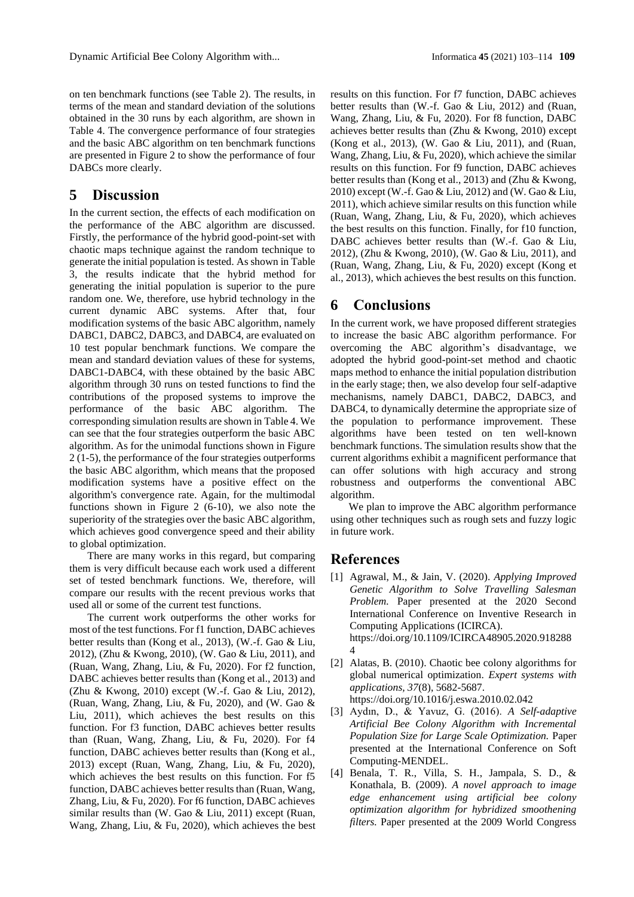on ten benchmark functions (see Table 2). The results, in terms of the mean and standard deviation of the solutions obtained in the 30 runs by each algorithm, are shown in Table 4. The convergence performance of four strategies and the basic ABC algorithm on ten benchmark functions are presented in Figure 2 to show the performance of four DABCs more clearly.

# 5 Discussion

In the current section, the effects of each modification on the performance of the ABC algorithm are discussed. Firstly, the performance of the hybrid good-point-set with chaotic maps technique against the random technique to generate the initial population is tested. As shown in Table 3, the results indicate that the hybrid method for generating the initial population is superior to the pure random one. We, therefore, use hybrid technology in the current dynamic ABC systems. After that, four modification systems of the basic ABC algorithm, namely DABC1, DABC2, DABC3, and DABC4, are evaluated on 10 test popular benchmark functions. We compare the mean and standard deviation values of these for systems, DABC1-DABC4, with these obtained by the basic ABC algorithm through 30 runs on tested functions to find the contributions of the proposed systems to improve the performance of the basic ABC algorithm. The corresponding simulation results are shown in Table 4. We can see that the four strategies outperform the basic ABC algorithm. As for the unimodal functions shown in Figure 2 (1-5), the performance of the four strategies outperforms the basic ABC algorithm, which means that the proposed modification systems have a positive effect on the algorithm's convergence rate. Again, for the multimodal functions shown in Figure 2 (6-10), we also note the superiority of the strategies over the basic ABC algorithm, which achieves good convergence speed and their ability to global optimization.

There are many works in this regard, but comparing them is very difficult because each work used a different set of tested benchmark functions. We, therefore, will compare our results with the recent previous works that used all or some of the current test functions.

The current work outperforms the other works for most of the test functions. For f1 function, DABC achieves better results than (Kong et al., 2013), (W.-f. Gao & Liu, 2012), (Zhu & Kwong, 2010), (W. Gao & Liu, 2011), and (Ruan, Wang, Zhang, Liu, & Fu, 2020). For f2 function, DABC achieves better results than (Kong et al., 2013) and (Zhu & Kwong, 2010) except (W.-f. Gao & Liu, 2012), (Ruan, Wang, Zhang, Liu, & Fu, 2020), and (W. Gao & Liu, 2011), which achieves the best results on this function. For f3 function, DABC achieves better results than (Ruan, Wang, Zhang, Liu, & Fu, 2020). For f4 function, DABC achieves better results than (Kong et al., 2013) except (Ruan, Wang, Zhang, Liu, & Fu, 2020), which achieves the best results on this function. For f5 function, DABC achieves better results than (Ruan, Wang, Zhang, Liu, & Fu, 2020). For f6 function, DABC achieves similar results than (W. Gao & Liu, 2011) except (Ruan, Wang, Zhang, Liu, & Fu, 2020), which achieves the best results on this function. For f7 function, DABC achieves better results than (W.-f. Gao & Liu, 2012) and (Ruan, Wang, Zhang, Liu, & Fu, 2020). For f8 function, DABC achieves better results than (Zhu & Kwong, 2010) except (Kong et al., 2013), (W. Gao & Liu, 2011), and (Ruan, Wang, Zhang, Liu, & Fu, 2020), which achieve the similar results on this function. For f9 function, DABC achieves better results than (Kong et al., 2013) and (Zhu & Kwong, 2010) except (W.-f. Gao & Liu, 2012) and (W. Gao & Liu, 2011), which achieve similar results on this function while (Ruan, Wang, Zhang, Liu, & Fu, 2020), which achieves the best results on this function. Finally, for f10 function, DABC achieves better results than (W.-f. Gao & Liu, 2012), (Zhu & Kwong, 2010), (W. Gao & Liu, 2011), and (Ruan, Wang, Zhang, Liu, & Fu, 2020) except (Kong et al., 2013), which achieves the best results on this function.

# 6 Conclusions

In the current work, we have proposed different strategies to increase the basic ABC algorithm performance. For overcoming the ABC algorithm's disadvantage, we adopted the hybrid good-point-set method and chaotic maps method to enhance the initial population distribution in the early stage; then, we also develop four self-adaptive mechanisms, namely DABC1, DABC2, DABC3, and DABC4, to dynamically determine the appropriate size of the population to performance improvement. These algorithms have been tested on ten well-known benchmark functions. The simulation results show that the current algorithms exhibit a magnificent performance that can offer solutions with high accuracy and strong robustness and outperforms the conventional ABC algorithm.

We plan to improve the ABC algorithm performance using other techniques such as rough sets and fuzzy logic in future work.

# References

[1] Agrawal, M., & Jain, V. (2020). *Applying Improved Genetic Algorithm to Solve Travelling Salesman Problem.* Paper presented at the 2020 Second International Conference on Inventive Research in Computing Applications (ICIRCA). https://doi.org/10.1109/ICIRCA48905.2020.9182884

[2] Alatas, B. (2010). Chaotic bee colony algorithms for global numerical optimization. *Expert systems with applications, 37*(8), 5682-5687. https://doi.org/10.1016/j.eswa.2010.02.042

[3] Aydın, D., & Yavuz, G. (2016). *A Self-adaptive Artificial Bee Colony Algorithm with Incremental Population Size for Large Scale Optimization.* Paper presented at the International Conference on Soft Computing-MENDEL.

[4] Benala, T. R., Villa, S. H., Jampala, S. D., & Konathala, B. (2009). *A novel approach to image edge enhancement using artificial bee colony optimization algorithm for hybridized smoothening filters.* Paper presented at the 2009 World Congress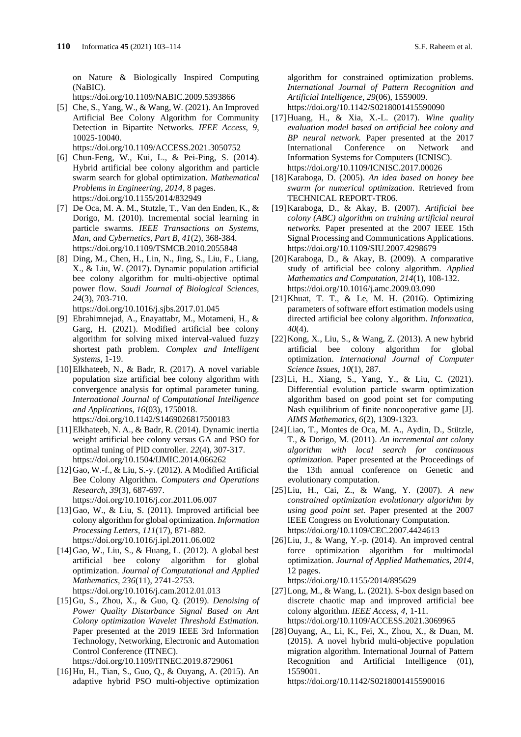on Nature & Biologically Inspired Computing (NaBIC).
https://doi.org/10.1109/NABIC.2009.5393866

[5] Che, S., Yang, W., & Wang, W. (2021). An Improved Artificial Bee Colony Algorithm for Community Detection in Bipartite Networks. *IEEE Access, 9*, 10025-10040.
https://doi.org/10.1109/ACCESS.2021.3050752

[6] Chun-Feng, W., Kui, L., & Pei-Ping, S. (2014). Hybrid artificial bee colony algorithm and particle swarm search for global optimization. *Mathematical Problems in Engineering, 2014*, 8 pages.
https://doi.org/10.1155/2014/832949

[7] De Oca, M. A. M., Stutzle, T., Van den Enden, K., & Dorigo, M. (2010). Incremental social learning in particle swarms. *IEEE Transactions on Systems, Man, and Cybernetics, Part B, 41*(2), 368-384.
https://doi.org/10.1109/TSMCB.2010.2055848

[8] Ding, M., Chen, H., Lin, N., Jing, S., Liu, F., Liang, X., & Liu, W. (2017). Dynamic population artificial bee colony algorithm for multi-objective optimal power flow. *Saudi Journal of Biological Sciences, 24*(3), 703-710.
https://doi.org/10.1016/j.sjbs.2017.01.045

[9] Ebrahimnejad, A., Enayattabr, M., Motameni, H., & Garg, H. (2021). Modified artificial bee colony algorithm for solving mixed interval-valued fuzzy shortest path problem. *Complex and Intelligent Systems*, 1-19.

[10] Elkhateeb, N., & Badr, R. (2017). A novel variable population size artificial bee colony algorithm with convergence analysis for optimal parameter tuning. *International Journal of Computational Intelligence and Applications, 16*(03), 1750018.
https://doi.org/10.1142/S1469026817500183

[11] Elkhateeb, N. A., & Badr, R. (2014). Dynamic inertia weight artificial bee colony versus GA and PSO for optimal tuning of PID controller. *22*(4), 307-317.
https://doi.org/10.1504/IJMIC.2014.066262

[12] Gao, W.-f., & Liu, S.-y. (2012). A Modified Artificial Bee Colony Algorithm. *Computers and Operations Research, 39*(3), 687-697.
https://doi.org/10.1016/j.cor.2011.06.007

[13] Gao, W., & Liu, S. (2011). Improved artificial bee colony algorithm for global optimization. *Information Processing Letters, 111*(17), 871-882.
https://doi.org/10.1016/j.ipl.2011.06.002

[14] Gao, W., Liu, S., & Huang, L. (2012). A global best artificial bee colony algorithm for global optimization. *Journal of Computational and Applied Mathematics, 236*(11), 2741-2753.
https://doi.org/10.1016/j.cam.2012.01.013

[15] Gu, S., Zhou, X., & Guo, Q. (2019). *Denoising of Power Quality Disturbance Signal Based on Ant Colony optimization Wavelet Threshold Estimation.* Paper presented at the 2019 IEEE 3rd Information Technology, Networking, Electronic and Automation Control Conference (ITNEC).
https://doi.org/10.1109/ITNEC.2019.8729061

[16] Hu, H., Tian, S., Guo, Q., & Ouyang, A. (2015). An adaptive hybrid PSO multi-objective optimization algorithm for constrained optimization problems. *International Journal of Pattern Recognition and Artificial Intelligence, 29*(06), 1559009.
https://doi.org/10.1142/S0218001415590090

[17] Huang, H., & Xia, X.-L. (2017). *Wine quality evaluation model based on artificial bee colony and BP neural network.* Paper presented at the 2017 International Conference on Network and Information Systems for Computers (ICNISC).
https://doi.org/10.1109/ICNISC.2017.00026

[18] Karaboga, D. (2005). *An idea based on honey bee swarm for numerical optimization*. Retrieved from TECHNICAL REPORT-TR06.

[19] Karaboga, D., & Akay, B. (2007). *Artificial bee colony (ABC) algorithm on training artificial neural networks.* Paper presented at the 2007 IEEE 15th Signal Processing and Communications Applications.
https://doi.org/10.1109/SIU.2007.4298679

[20] Karaboga, D., & Akay, B. (2009). A comparative study of artificial bee colony algorithm. *Applied Mathematics and Computation, 214*(1), 108-132.
https://doi.org/10.1016/j.amc.2009.03.090

[21] Khuat, T. T., & Le, M. H. (2016). Optimizing parameters of software effort estimation models using directed artificial bee colony algorithm. *Informatica, 40*(4).

[22] Kong, X., Liu, S., & Wang, Z. (2013). A new hybrid artificial bee colony algorithm for global optimization. *International Journal of Computer Science Issues, 10*(1), 287.

[23] Li, H., Xiang, S., Yang, Y., & Liu, C. (2021). Differential evolution particle swarm optimization algorithm based on good point set for computing Nash equilibrium of finite noncooperative game [J]. *AIMS Mathematics, 6*(2), 1309-1323.

[24] Liao, T., Montes de Oca, M. A., Aydin, D., Stützle, T., & Dorigo, M. (2011). *An incremental ant colony algorithm with local search for continuous optimization.* Paper presented at the Proceedings of the 13th annual conference on Genetic and evolutionary computation.

[25] Liu, H., Cai, Z., & Wang, Y. (2007). *A new constrained optimization evolutionary algorithm by using good point set.* Paper presented at the 2007 IEEE Congress on Evolutionary Computation.
https://doi.org/10.1109/CEC.2007.4424613

[26] Liu, J., & Wang, Y.-p. (2014). An improved central force optimization algorithm for multimodal optimization. *Journal of Applied Mathematics, 2014*, 12 pages.
https://doi.org/10.1155/2014/895629

[27] Long, M., & Wang, L. (2021). S-box design based on discrete chaotic map and improved artificial bee colony algorithm. *IEEE Access, 4*, 1-11.
https://doi.org/10.1109/ACCESS.2021.3069965

[28] Ouyang, A., Li, K., Fei, X., Zhou, X., & Duan, M. (2015). A novel hybrid multi-objective population migration algorithm. International Journal of Pattern Recognition and Artificial Intelligence (01), 1559001.
https://doi.org/10.1142/S0218001415590016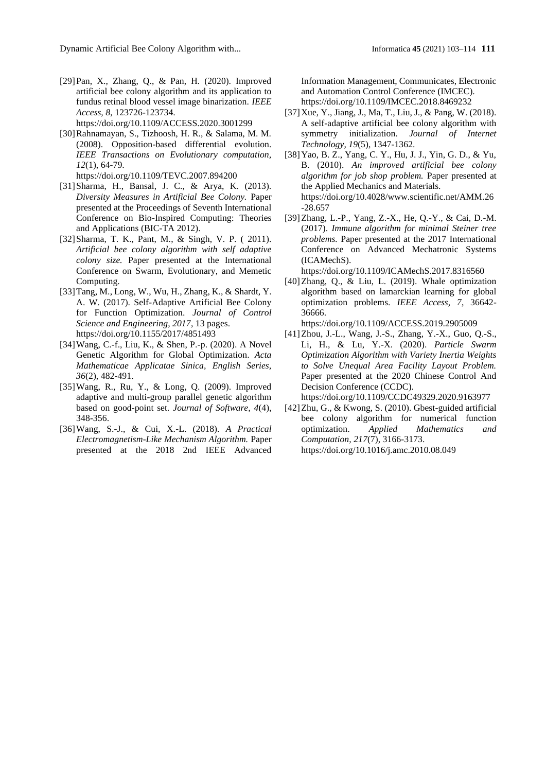[29] Pan, X., Zhang, Q., & Pan, H. (2020). Improved artificial bee colony algorithm and its application to fundus retinal blood vessel image binarization. *IEEE Access, 8*, 123726-123734. https://doi.org/10.1109/ACCESS.2020.3001299

[30] Rahnamayan, S., Tizhoosh, H. R., & Salama, M. M. (2008). Opposition-based differential evolution. *IEEE Transactions on Evolutionary computation, 12*(1), 64-79. https://doi.org/10.1109/TEVC.2007.894200

[31] Sharma, H., Bansal, J. C., & Arya, K. (2013). *Diversity Measures in Artificial Bee Colony.* Paper presented at the Proceedings of Seventh International Conference on Bio-Inspired Computing: Theories and Applications (BIC-TA 2012).

[32] Sharma, T. K., Pant, M., & Singh, V. P. ( 2011). *Artificial bee colony algorithm with self adaptive colony size.* Paper presented at the International Conference on Swarm, Evolutionary, and Memetic Computing.

[33] Tang, M., Long, W., Wu, H., Zhang, K., & Shardt, Y. A. W. (2017). Self-Adaptive Artificial Bee Colony for Function Optimization. *Journal of Control Science and Engineering, 2017*, 13 pages. https://doi.org/10.1155/2017/4851493

[34] Wang, C.-f., Liu, K., & Shen, P.-p. (2020). A Novel Genetic Algorithm for Global Optimization. *Acta Mathematicae Applicatae Sinica, English Series, 36*(2), 482-491.

[35] Wang, R., Ru, Y., & Long, Q. (2009). Improved adaptive and multi-group parallel genetic algorithm based on good-point set. *Journal of Software, 4*(4), 348-356.

[36] Wang, S.-J., & Cui, X.-L. (2018). *A Practical Electromagnetism-Like Mechanism Algorithm.* Paper presented at the 2018 2nd IEEE Advanced Information Management, Communicates, Electronic and Automation Control Conference (IMCEC). https://doi.org/10.1109/IMCEC.2018.8469232

[37] Xue, Y., Jiang, J., Ma, T., Liu, J., & Pang, W. (2018). A self-adaptive artificial bee colony algorithm with symmetry initialization. *Journal of Internet Technology, 19*(5), 1347-1362.

[38] Yao, B. Z., Yang, C. Y., Hu, J. J., Yin, G. D., & Yu, B. (2010). *An improved artificial bee colony algorithm for job shop problem.* Paper presented at the Applied Mechanics and Materials. https://doi.org/10.4028/www.scientific.net/AMM.26-28.657

[39] Zhang, L.-P., Yang, Z.-X., He, Q.-Y., & Cai, D.-M. (2017). *Immune algorithm for minimal Steiner tree problems.* Paper presented at the 2017 International Conference on Advanced Mechatronic Systems (ICAMechS). https://doi.org/10.1109/ICAMechS.2017.8316560

[40] Zhang, Q., & Liu, L. (2019). Whale optimization algorithm based on lamarckian learning for global optimization problems. *IEEE Access, 7*, 36642-36666. https://doi.org/10.1109/ACCESS.2019.2905009

[41] Zhou, J.-L., Wang, J.-S., Zhang, Y.-X., Guo, Q.-S., Li, H., & Lu, Y.-X. (2020). *Particle Swarm Optimization Algorithm with Variety Inertia Weights to Solve Unequal Area Facility Layout Problem.* Paper presented at the 2020 Chinese Control And Decision Conference (CCDC). https://doi.org/10.1109/CCDC49329.2020.9163977

[42] Zhu, G., & Kwong, S. (2010). Gbest-guided artificial bee colony algorithm for numerical function optimization. *Applied Mathematics and Computation, 217*(7), 3166-3173. https://doi.org/10.1016/j.amc.2010.08.049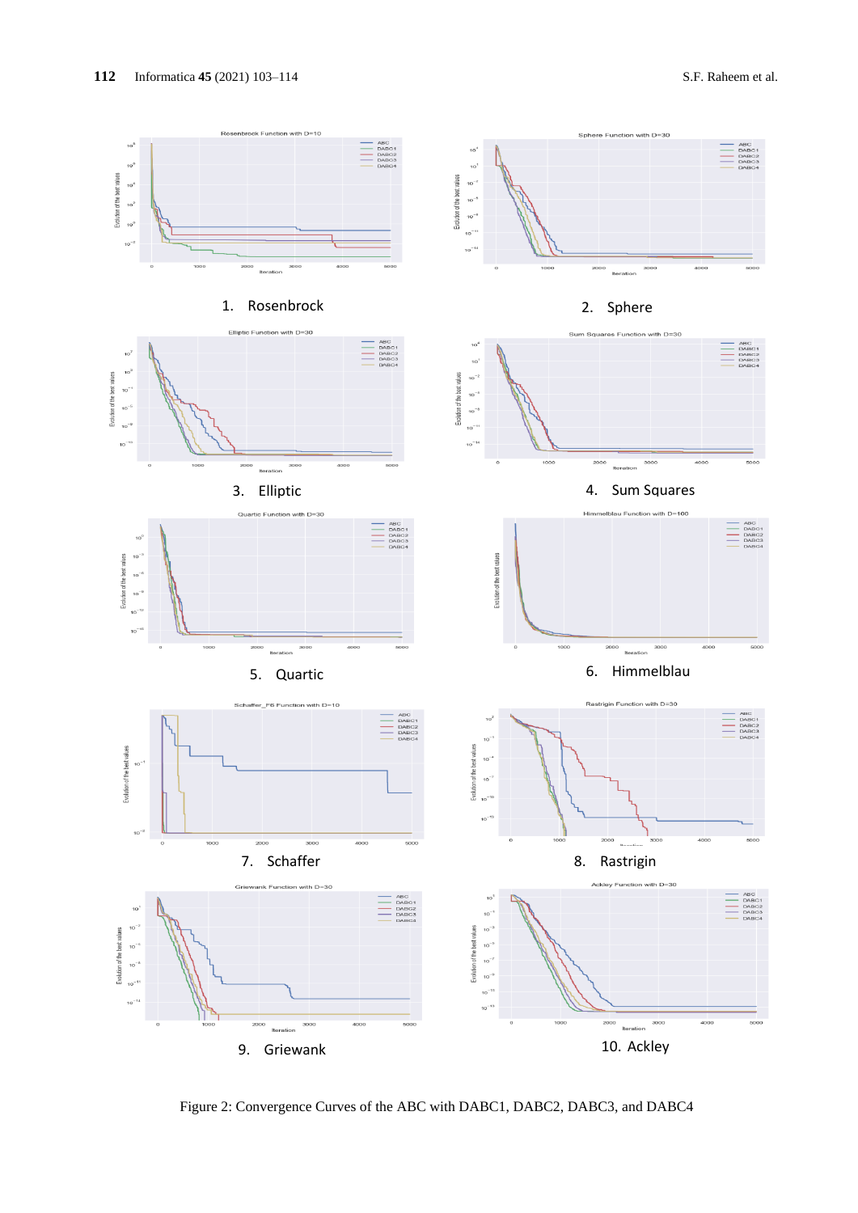Rosenbrock Function with D=10

1. Rosenbrock

Sphere Function with D=30

2. Sphere

Elliptic Function with D=30

3. Elliptic

Sum Squares Function with D=30

4. Sum Squares

Quartic Function with D=30

5. Quartic

Himmelblau Function with D=100

6. Himmelblau

Schaffer_F6 Function with D=10

7. Schaffer

Rastrigin Function with D=30

8. Rastrigin

Griewank Function with D=30

9. Griewank

Ackley Function with D=30

10. Ackley

Figure 2: Convergence Curves of the ABC with DABC1, DABC2, DABC3, and DABC4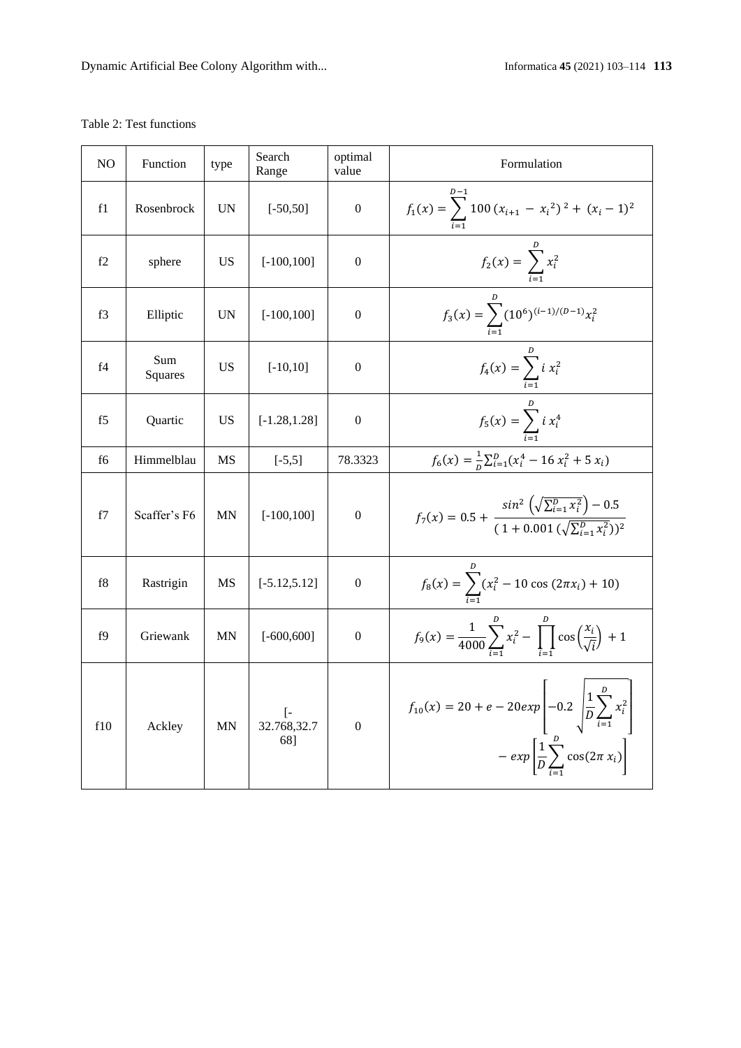Table 2: Test functions

| NO | Function | type | Search Range | optimal value | Formulation |
|---|---|---|---|---|---|
| f1 | Rosenbrock | UN | [-50,50] | 0 | $f_1(x) = \sum_{i=1}^{D-1} 100\,(x_{i+1} - {x_i}^2)^2 + (x_i - 1)^2$ |
| f2 | sphere | US | [-100,100] | 0 | $f_2(x) = \sum_{i=1}^{D} x_i^2$ |
| f3 | Elliptic | UN | [-100,100] | 0 | $f_3(x) = \sum_{i=1}^{D} (10^6)^{(i-1)/(D-1)} x_i^2$ |
| f4 | Sum Squares | US | [-10,10] | 0 | $f_4(x) = \sum_{i=1}^{D} i\, x_i^2$ |
| f5 | Quartic | US | [-1.28,1.28] | 0 | $f_5(x) = \sum_{i=1}^{D} i\, x_i^4$ |
| f6 | Himmelblau | MS | [-5,5] | 78.3323 | $f_6(x) = \frac{1}{D}\sum_{i=1}^{D}(x_i^4 - 16\, x_i^2 + 5\, x_i)$ |
| f7 | Scaffer's F6 | MN | [-100,100] | 0 | $f_7(x) = 0.5 + \frac{\sin^2\left(\sqrt{\sum_{i=1}^{D} x_i^2}\right) - 0.5}{(1 + 0.001\,(\sqrt{\sum_{i=1}^{D} x_i^2}))^2}$ |
| f8 | Rastrigin | MS | [-5.12,5.12] | 0 | $f_8(x) = \sum_{i=1}^{D}(x_i^2 - 10\cos(2\pi x_i) + 10)$ |
| f9 | Griewank | MN | [-600,600] | 0 | $f_9(x) = \frac{1}{4000}\sum_{i=1}^{D} x_i^2 - \prod_{i=1}^{D}\cos\left(\frac{x_i}{\sqrt{i}}\right) + 1$ |
| f10 | Ackley | MN | [-32.768,32.768] | 0 | $f_{10}(x) = 20 + e - 20\exp\left[-0.2\sqrt{\frac{1}{D}\sum_{i=1}^{D} x_i^2}\right] - \exp\left[\frac{1}{D}\sum_{i=1}^{D}\cos(2\pi\, x_i)\right]$ |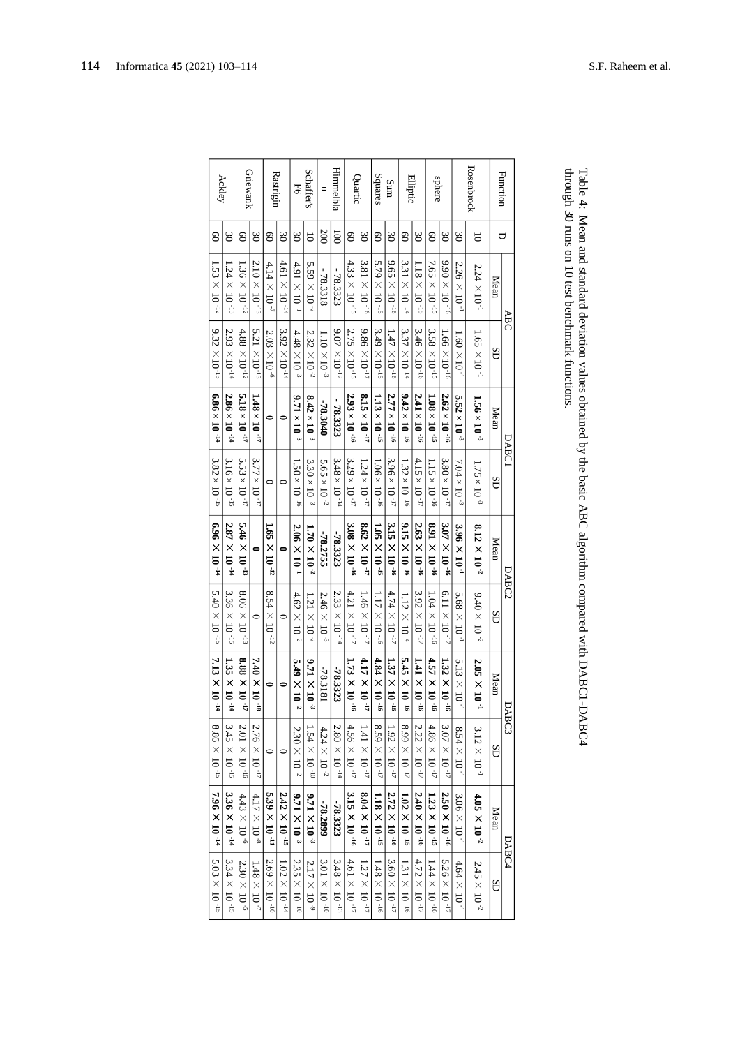Table 4: Mean and standard deviation values obtained by the basic ABC algorithm compared with DABC1-DABC4 through 30 runs on 10 test benchmark functions.

| Function | D | ABC | | DABC1 | | DABC2 | | DABC3 | | DABC4 | |
|---|---|---|---|---|---|---|---|---|---|---|---|
| | | Mean | SD | Mean | SD | Mean | SD | Mean | SD | Mean | SD |
| Rosenbrock | 10 | $2.24 \times 10^{-1}$ | $1.65 \times 10^{-1}$ | **$1.56 \times 10^{-3}$** | $1.75 \times 10^{-3}$ | **$8.12 \times 10^{-2}$** | $9.40 \times 10^{-2}$ | **$2.05 \times 10^{-1}$** | $3.12 \times 10^{-1}$ | **$4.05 \times 10^{-2}$** | $2.45 \times 10^{-2}$ |
| | 30 | $2.26 \times 10^{-1}$ | $1.60 \times 10^{-1}$ | **$5.52 \times 10^{-3}$** | $7.04 \times 10^{-3}$ | **$3.96 \times 10^{-1}$** | $5.68 \times 10^{-1}$ | $5.13 \times 10^{-1}$ | $8.54 \times 10^{-1}$ | $3.06 \times 10^{-1}$ | $4.64 \times 10^{-1}$ |
| sphere | 30 | $9.90 \times 10^{-16}$ | $1.66 \times 10^{-16}$ | **$2.62 \times 10^{-16}$** | $3.80 \times 10^{-17}$ | **$3.07 \times 10^{-16}$** | $6.11 \times 10^{-17}$ | **$1.32 \times 10^{-16}$** | $3.07 \times 10^{-17}$ | **$2.50 \times 10^{-16}$** | $5.26 \times 10^{-17}$ |
| | 60 | $7.65 \times 10^{-15}$ | $3.58 \times 10^{-15}$ | **$1.08 \times 10^{-15}$** | $1.15 \times 10^{-16}$ | **$8.91 \times 10^{-16}$** | $1.04 \times 10^{-16}$ | **$4.57 \times 10^{-16}$** | $4.86 \times 10^{-17}$ | **$1.23 \times 10^{-15}$** | $1.44 \times 10^{-16}$ |
| Elliptic | 30 | $1.18 \times 10^{-15}$ | $3.46 \times 10^{-16}$ | **$2.41 \times 10^{-16}$** | $4.15 \times 10^{-17}$ | **$2.63 \times 10^{-16}$** | $3.92 \times 10^{-17}$ | **$1.41 \times 10^{-16}$** | $2.22 \times 10^{-17}$ | **$2.40 \times 10^{-16}$** | $4.72 \times 10^{-17}$ |
| | 60 | $3.31 \times 10^{-14}$ | $3.37 \times 10^{-14}$ | **$9.42 \times 10^{-16}$** | $1.32 \times 10^{-16}$ | **$9.15 \times 10^{-16}$** | $1.12 \times 10^{-4}$ | **$5.45 \times 10^{-16}$** | $8.99 \times 10^{-17}$ | **$1.02 \times 10^{-15}$** | $1.31 \times 10^{-16}$ |
| Sum Squares | 30 | $9.65 \times 10^{-16}$ | $1.47 \times 10^{-16}$ | **$2.77 \times 10^{-16}$** | $3.96 \times 10^{-17}$ | **$3.15 \times 10^{-16}$** | $4.74 \times 10^{-17}$ | **$1.37 \times 10^{-16}$** | $1.92 \times 10^{-17}$ | **$2.72 \times 10^{-16}$** | $3.60 \times 10^{-17}$ |
| | 60 | $5.79 \times 10^{-15}$ | $3.49 \times 10^{-15}$ | **$1.13 \times 10^{-15}$** | $1.06 \times 10^{-16}$ | **$1.05 \times 10^{-15}$** | $1.17 \times 10^{-16}$ | **$4.84 \times 10^{-16}$** | $8.59 \times 10^{-17}$ | **$1.18 \times 10^{-15}$** | $1.48 \times 10^{-16}$ |
| Quartic | 30 | $3.81 \times 10^{-16}$ | $9.86 \times 10^{-17}$ | **$8.15 \times 10^{-17}$** | $1.24 \times 10^{-17}$ | **$8.62 \times 10^{-17}$** | $1.46 \times 10^{-17}$ | **$4.17 \times 10^{-17}$** | $1.41 \times 10^{-17}$ | **$8.04 \times 10^{-17}$** | $1.27 \times 10^{-17}$ |
| | 60 | $4.33 \times 10^{-15}$ | $2.75 \times 10^{-15}$ | **$2.93 \times 10^{-16}$** | $3.29 \times 10^{-17}$ | **$3.08 \times 10^{-16}$** | $4.21 \times 10^{-17}$ | **$1.73 \times 10^{-16}$** | $4.56 \times 10^{-17}$ | **$3.15 \times 10^{-16}$** | $4.61 \times 10^{-17}$ |
| Himmelblau | 100 | - 78.3323 | $9.07 \times 10^{-12}$ | **- 78.3323** | $3.48 \times 10^{-14}$ | **-78.3323** | $2.33 \times 10^{-14}$ | **-78.3323** | $2.80 \times 10^{-14}$ | **-78.3323** | $3.48 \times 10^{-13}$ |
| | 200 | -78.3318 | $1.10 \times 10^{-3}$ | **-78.3040** | $5.65 \times 10^{-2}$ | **-78.2755** | $2.46 \times 10^{-3}$ | -78.3181 | $4.24 \times 10^{-2}$ | **-78.2899** | $3.01 \times 10^{-10}$ |
| Schaffer's F6 | 10 | $5.59 \times 10^{-2}$ | $2.32 \times 10^{-2}$ | **$8.42 \times 10^{-3}$** | $3.30 \times 10^{-3}$ | **$1.70 \times 10^{-2}$** | $1.21 \times 10^{-2}$ | **$9.71 \times 10^{-3}$** | $1.54 \times 10^{-10}$ | **$9.71 \times 10^{-3}$** | $2.17 \times 10^{-9}$ |
| | 30 | $4.91 \times 10^{-1}$ | $4.48 \times 10^{-3}$ | **$9.71 \times 10^{-3}$** | $1.50 \times 10^{-16}$ | **$2.06 \times 10^{-1}$** | $4.62 \times 10^{-2}$ | **$5.49 \times 10^{-2}$** | $2.30 \times 10^{-2}$ | **$9.71 \times 10^{-3}$** | $2.35 \times 10^{-10}$ |
| Rastrigin | 30 | $4.61 \times 10^{-14}$ | $3.92 \times 10^{-14}$ | **0** | 0 | **0** | 0 | **0** | 0 | **$2.42 \times 10^{-15}$** | $1.02 \times 10^{-14}$ |
| | 60 | $4.14 \times 10^{-7}$ | $2.03 \times 10^{-6}$ | **0** | 0 | **$1.65 \times 10^{-12}$** | $8.54 \times 10^{-12}$ | **0** | 0 | **$5.39 \times 10^{-11}$** | $2.69 \times 10^{-10}$ |
| Griewank | 30 | $2.10 \times 10^{-13}$ | $5.21 \times 10^{-13}$ | **$1.48 \times 10^{-17}$** | $3.77 \times 10^{-17}$ | **0** | 0 | **$7.40 \times 10^{-18}$** | $2.76 \times 10^{-17}$ | $4.17 \times 10^{-8}$ | $1.48 \times 10^{-7}$ |
| | 60 | $1.36 \times 10^{-12}$ | $4.88 \times 10^{-12}$ | **$5.18 \times 10^{-17}$** | $5.53 \times 10^{-17}$ | **$5.46 \times 10^{-13}$** | $8.06 \times 10^{-13}$ | **$8.88 \times 10^{-17}$** | $2.01 \times 10^{-16}$ | $4.43 \times 10^{-6}$ | $2.30 \times 10^{-5}$ |
| Ackley | 30 | $1.24 \times 10^{-13}$ | $2.93 \times 10^{-14}$ | **$2.86 \times 10^{-14}$** | $3.16 \times 10^{-15}$ | **$2.87 \times 10^{-14}$** | $3.36 \times 10^{-15}$ | **$1.35 \times 10^{-14}$** | $3.45 \times 10^{-15}$ | **$3.36 \times 10^{-14}$** | $3.34 \times 10^{-15}$ |
| | 60 | $1.53 \times 10^{-12}$ | $9.32 \times 10^{-13}$ | **$6.86 \times 10^{-14}$** | $3.82 \times 10^{-15}$ | **$6.96 \times 10^{-14}$** | $5.40 \times 10^{-15}$ | **$7.13 \times 10^{-14}$** | $8.86 \times 10^{-15}$ | **$7.96 \times 10^{-14}$** | $5.03 \times 10^{-15}$ |